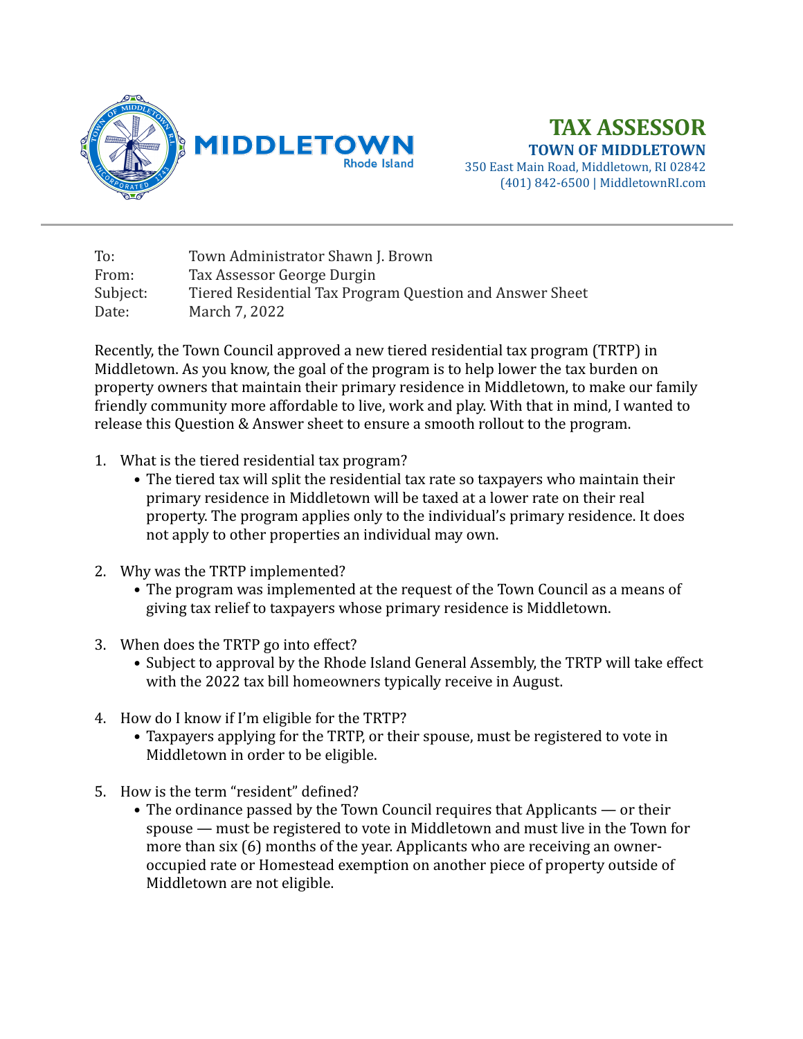MIDDLETOWN
Rhode Island

# TAX ASSESSOR

**TOWN OF MIDDLETOWN**
350 East Main Road, Middletown, RI 02842
(401) 842-6500 | MiddletownRI.com

| | |
|---|---|
| To: | Town Administrator Shawn J. Brown |
| From: | Tax Assessor George Durgin |
| Subject: | Tiered Residential Tax Program Question and Answer Sheet |
| Date: | March 7, 2022 |

Recently, the Town Council approved a new tiered residential tax program (TRTP) in Middletown. As you know, the goal of the program is to help lower the tax burden on property owners that maintain their primary residence in Middletown, to make our family friendly community more affordable to live, work and play. With that in mind, I wanted to release this Question & Answer sheet to ensure a smooth rollout to the program.

1. What is the tiered residential tax program?
   - The tiered tax will split the residential tax rate so taxpayers who maintain their primary residence in Middletown will be taxed at a lower rate on their real property. The program applies only to the individual's primary residence. It does not apply to other properties an individual may own.

2. Why was the TRTP implemented?
   - The program was implemented at the request of the Town Council as a means of giving tax relief to taxpayers whose primary residence is Middletown.

3. When does the TRTP go into effect?
   - Subject to approval by the Rhode Island General Assembly, the TRTP will take effect with the 2022 tax bill homeowners typically receive in August.

4. How do I know if I'm eligible for the TRTP?
   - Taxpayers applying for the TRTP, or their spouse, must be registered to vote in Middletown in order to be eligible.

5. How is the term "resident" defined?
   - The ordinance passed by the Town Council requires that Applicants — or their spouse — must be registered to vote in Middletown and must live in the Town for more than six (6) months of the year. Applicants who are receiving an owner-occupied rate or Homestead exemption on another piece of property outside of Middletown are not eligible.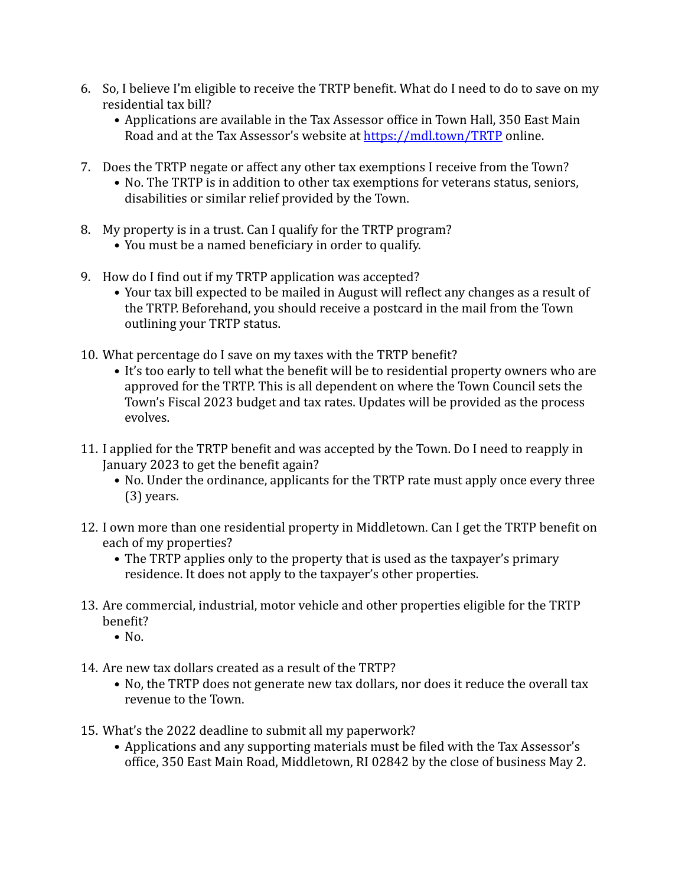6. So, I believe I'm eligible to receive the TRTP benefit. What do I need to do to save on my residential tax bill?
   - Applications are available in the Tax Assessor office in Town Hall, 350 East Main Road and at the Tax Assessor's website at [https://mdl.town/TRTP](https://mdl.town/TRTP) online.

7. Does the TRTP negate or affect any other tax exemptions I receive from the Town?
   - No. The TRTP is in addition to other tax exemptions for veterans status, seniors, disabilities or similar relief provided by the Town.

8. My property is in a trust. Can I qualify for the TRTP program?
   - You must be a named beneficiary in order to qualify.

9. How do I find out if my TRTP application was accepted?
   - Your tax bill expected to be mailed in August will reflect any changes as a result of the TRTP. Beforehand, you should receive a postcard in the mail from the Town outlining your TRTP status.

10. What percentage do I save on my taxes with the TRTP benefit?
    - It's too early to tell what the benefit will be to residential property owners who are approved for the TRTP. This is all dependent on where the Town Council sets the Town's Fiscal 2023 budget and tax rates. Updates will be provided as the process evolves.

11. I applied for the TRTP benefit and was accepted by the Town. Do I need to reapply in January 2023 to get the benefit again?
    - No. Under the ordinance, applicants for the TRTP rate must apply once every three (3) years.

12. I own more than one residential property in Middletown. Can I get the TRTP benefit on each of my properties?
    - The TRTP applies only to the property that is used as the taxpayer's primary residence. It does not apply to the taxpayer's other properties.

13. Are commercial, industrial, motor vehicle and other properties eligible for the TRTP benefit?
    - No.

14. Are new tax dollars created as a result of the TRTP?
    - No, the TRTP does not generate new tax dollars, nor does it reduce the overall tax revenue to the Town.

15. What's the 2022 deadline to submit all my paperwork?
    - Applications and any supporting materials must be filed with the Tax Assessor's office, 350 East Main Road, Middletown, RI 02842 by the close of business May 2.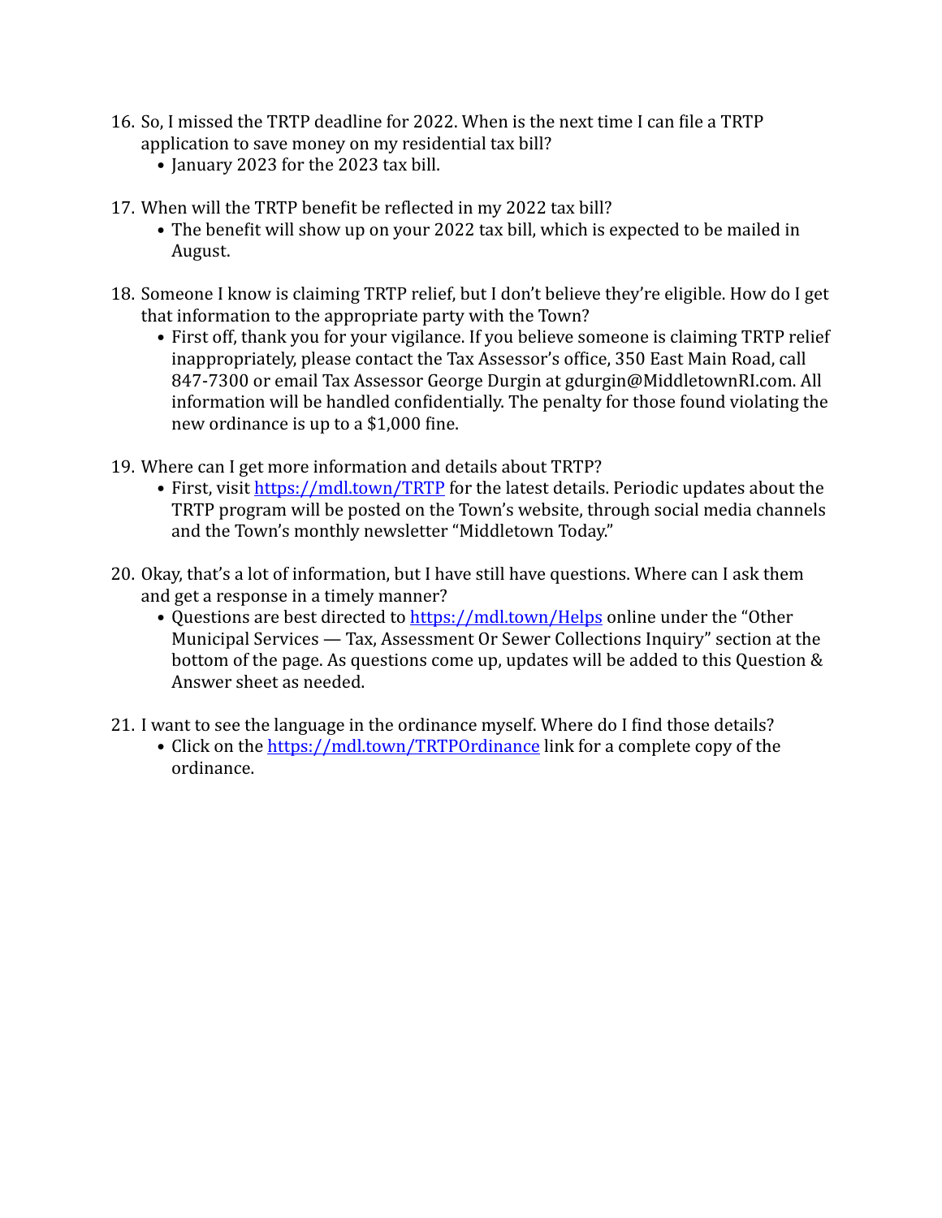16. So, I missed the TRTP deadline for 2022. When is the next time I can file a TRTP application to save money on my residential tax bill?
    - January 2023 for the 2023 tax bill.

17. When will the TRTP benefit be reflected in my 2022 tax bill?
    - The benefit will show up on your 2022 tax bill, which is expected to be mailed in August.

18. Someone I know is claiming TRTP relief, but I don't believe they're eligible. How do I get that information to the appropriate party with the Town?
    - First off, thank you for your vigilance. If you believe someone is claiming TRTP relief inappropriately, please contact the Tax Assessor's office, 350 East Main Road, call 847-7300 or email Tax Assessor George Durgin at gdurgin@MiddletownRI.com. All information will be handled confidentially. The penalty for those found violating the new ordinance is up to a $1,000 fine.

19. Where can I get more information and details about TRTP?
    - First, visit [https://mdl.town/TRTP](https://mdl.town/TRTP) for the latest details. Periodic updates about the TRTP program will be posted on the Town's website, through social media channels and the Town's monthly newsletter "Middletown Today."

20. Okay, that's a lot of information, but I have still have questions. Where can I ask them and get a response in a timely manner?
    - Questions are best directed to [https://mdl.town/Helps](https://mdl.town/Helps) online under the "Other Municipal Services — Tax, Assessment Or Sewer Collections Inquiry" section at the bottom of the page. As questions come up, updates will be added to this Question & Answer sheet as needed.

21. I want to see the language in the ordinance myself. Where do I find those details?
    - Click on the [https://mdl.town/TRTPOrdinance](https://mdl.town/TRTPOrdinance) link for a complete copy of the ordinance.